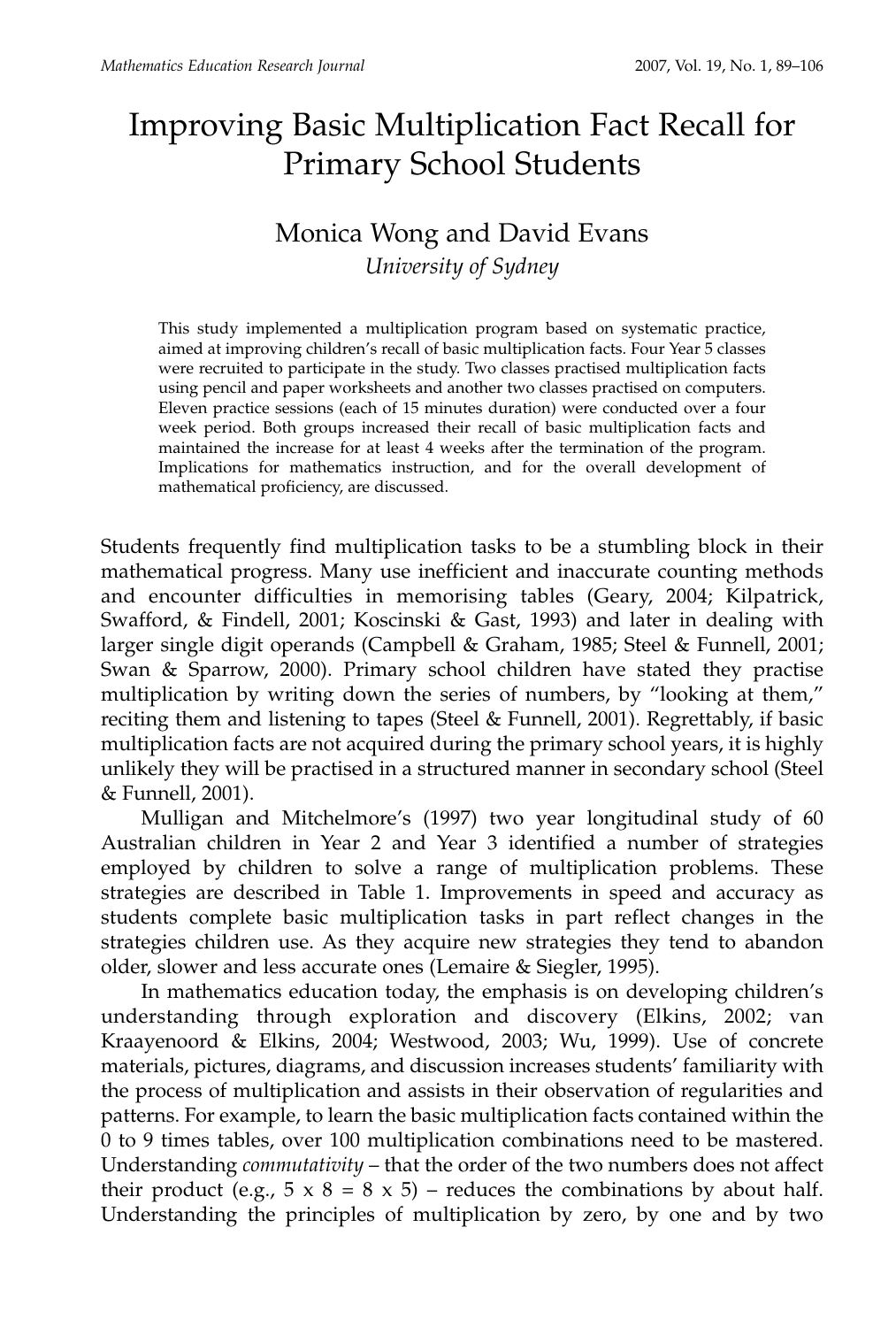# Improving Basic Multiplication Fact Recall for Primary School Students

Monica Wong and David Evans
*University of Sydney*

This study implemented a multiplication program based on systematic practice, aimed at improving children's recall of basic multiplication facts. Four Year 5 classes were recruited to participate in the study. Two classes practised multiplication facts using pencil and paper worksheets and another two classes practised on computers. Eleven practice sessions (each of 15 minutes duration) were conducted over a four week period. Both groups increased their recall of basic multiplication facts and maintained the increase for at least 4 weeks after the termination of the program. Implications for mathematics instruction, and for the overall development of mathematical proficiency, are discussed.

Students frequently find multiplication tasks to be a stumbling block in their mathematical progress. Many use inefficient and inaccurate counting methods and encounter difficulties in memorising tables (Geary, 2004; Kilpatrick, Swafford, & Findell, 2001; Koscinski & Gast, 1993) and later in dealing with larger single digit operands (Campbell & Graham, 1985; Steel & Funnell, 2001; Swan & Sparrow, 2000). Primary school children have stated they practise multiplication by writing down the series of numbers, by "looking at them," reciting them and listening to tapes (Steel & Funnell, 2001). Regrettably, if basic multiplication facts are not acquired during the primary school years, it is highly unlikely they will be practised in a structured manner in secondary school (Steel & Funnell, 2001).

Mulligan and Mitchelmore's (1997) two year longitudinal study of 60 Australian children in Year 2 and Year 3 identified a number of strategies employed by children to solve a range of multiplication problems. These strategies are described in Table 1. Improvements in speed and accuracy as students complete basic multiplication tasks in part reflect changes in the strategies children use. As they acquire new strategies they tend to abandon older, slower and less accurate ones (Lemaire & Siegler, 1995).

In mathematics education today, the emphasis is on developing children's understanding through exploration and discovery (Elkins, 2002; van Kraayenoord & Elkins, 2004; Westwood, 2003; Wu, 1999). Use of concrete materials, pictures, diagrams, and discussion increases students' familiarity with the process of multiplication and assists in their observation of regularities and patterns. For example, to learn the basic multiplication facts contained within the 0 to 9 times tables, over 100 multiplication combinations need to be mastered. Understanding *commutativity* – that the order of the two numbers does not affect their product (e.g., 5 x 8 = 8 x 5) – reduces the combinations by about half. Understanding the principles of multiplication by zero, by one and by two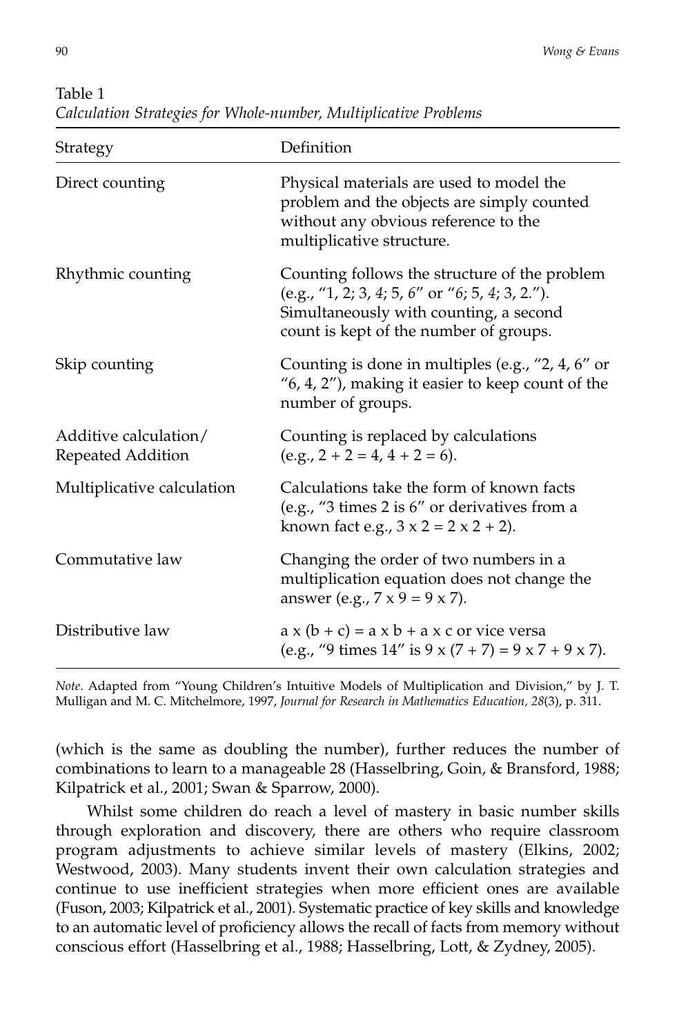Table 1
*Calculation Strategies for Whole-number, Multiplicative Problems*

| Strategy | Definition |
|---|---|
| Direct counting | Physical materials are used to model the problem and the objects are simply counted without any obvious reference to the multiplicative structure. |
| Rhythmic counting | Counting follows the structure of the problem (e.g., "1, 2; 3, *4*; 5, *6*" or "*6*; 5, *4*; 3, 2."). Simultaneously with counting, a second count is kept of the number of groups. |
| Skip counting | Counting is done in multiples (e.g., "2, 4, 6" or "6, 4, 2"), making it easier to keep count of the number of groups. |
| Additive calculation/ Repeated Addition | Counting is replaced by calculations (e.g., 2 + 2 = 4, 4 + 2 = 6). |
| Multiplicative calculation | Calculations take the form of known facts (e.g., "3 times 2 is 6" or derivatives from a known fact e.g., 3 x 2 = 2 x 2 + 2). |
| Commutative law | Changing the order of two numbers in a multiplication equation does not change the answer (e.g., 7 x 9 = 9 x 7). |
| Distributive law | a x (b + c) = a x b + a x c or vice versa (e.g., "9 times 14" is 9 x (7 + 7) = 9 x 7 + 9 x 7). |

*Note*. Adapted from "Young Children's Intuitive Models of Multiplication and Division," by J. T. Mulligan and M. C. Mitchelmore, 1997, *Journal for Research in Mathematics Education, 28*(3), p. 311.

(which is the same as doubling the number), further reduces the number of combinations to learn to a manageable 28 (Hasselbring, Goin, & Bransford, 1988; Kilpatrick et al., 2001; Swan & Sparrow, 2000).

Whilst some children do reach a level of mastery in basic number skills through exploration and discovery, there are others who require classroom program adjustments to achieve similar levels of mastery (Elkins, 2002; Westwood, 2003). Many students invent their own calculation strategies and continue to use inefficient strategies when more efficient ones are available (Fuson, 2003; Kilpatrick et al., 2001). Systematic practice of key skills and knowledge to an automatic level of proficiency allows the recall of facts from memory without conscious effort (Hasselbring et al., 1988; Hasselbring, Lott, & Zydney, 2005).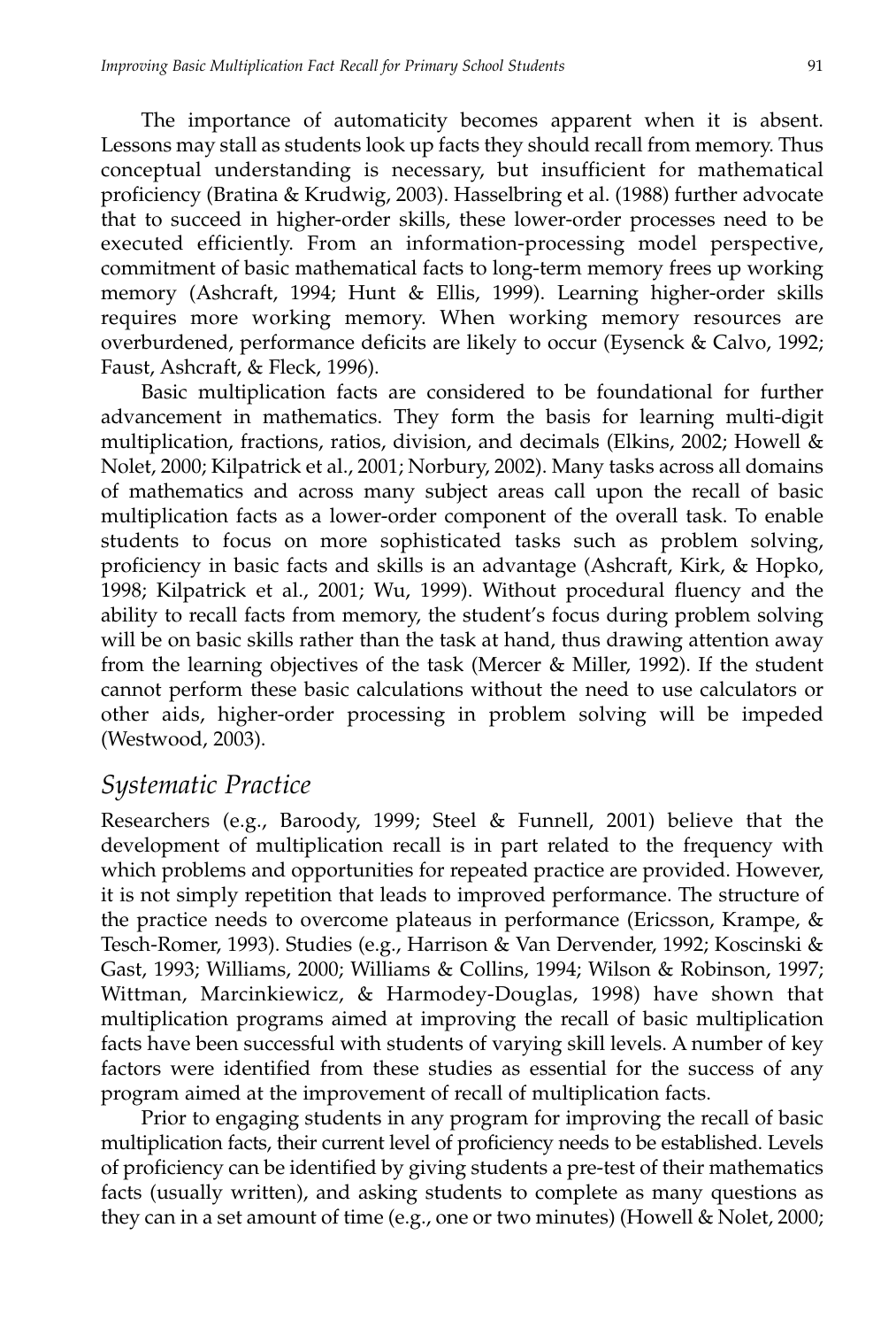The importance of automaticity becomes apparent when it is absent. Lessons may stall as students look up facts they should recall from memory. Thus conceptual understanding is necessary, but insufficient for mathematical proficiency (Bratina & Krudwig, 2003). Hasselbring et al. (1988) further advocate that to succeed in higher-order skills, these lower-order processes need to be executed efficiently. From an information-processing model perspective, commitment of basic mathematical facts to long-term memory frees up working memory (Ashcraft, 1994; Hunt & Ellis, 1999). Learning higher-order skills requires more working memory. When working memory resources are overburdened, performance deficits are likely to occur (Eysenck & Calvo, 1992; Faust, Ashcraft, & Fleck, 1996).

Basic multiplication facts are considered to be foundational for further advancement in mathematics. They form the basis for learning multi-digit multiplication, fractions, ratios, division, and decimals (Elkins, 2002; Howell & Nolet, 2000; Kilpatrick et al., 2001; Norbury, 2002). Many tasks across all domains of mathematics and across many subject areas call upon the recall of basic multiplication facts as a lower-order component of the overall task. To enable students to focus on more sophisticated tasks such as problem solving, proficiency in basic facts and skills is an advantage (Ashcraft, Kirk, & Hopko, 1998; Kilpatrick et al., 2001; Wu, 1999). Without procedural fluency and the ability to recall facts from memory, the student's focus during problem solving will be on basic skills rather than the task at hand, thus drawing attention away from the learning objectives of the task (Mercer & Miller, 1992). If the student cannot perform these basic calculations without the need to use calculators or other aids, higher-order processing in problem solving will be impeded (Westwood, 2003).

## *Systematic Practice*

Researchers (e.g., Baroody, 1999; Steel & Funnell, 2001) believe that the development of multiplication recall is in part related to the frequency with which problems and opportunities for repeated practice are provided. However, it is not simply repetition that leads to improved performance. The structure of the practice needs to overcome plateaus in performance (Ericsson, Krampe, & Tesch-Romer, 1993). Studies (e.g., Harrison & Van Dervender, 1992; Koscinski & Gast, 1993; Williams, 2000; Williams & Collins, 1994; Wilson & Robinson, 1997; Wittman, Marcinkiewicz, & Harmodey-Douglas, 1998) have shown that multiplication programs aimed at improving the recall of basic multiplication facts have been successful with students of varying skill levels. A number of key factors were identified from these studies as essential for the success of any program aimed at the improvement of recall of multiplication facts.

Prior to engaging students in any program for improving the recall of basic multiplication facts, their current level of proficiency needs to be established. Levels of proficiency can be identified by giving students a pre-test of their mathematics facts (usually written), and asking students to complete as many questions as they can in a set amount of time (e.g., one or two minutes) (Howell & Nolet, 2000;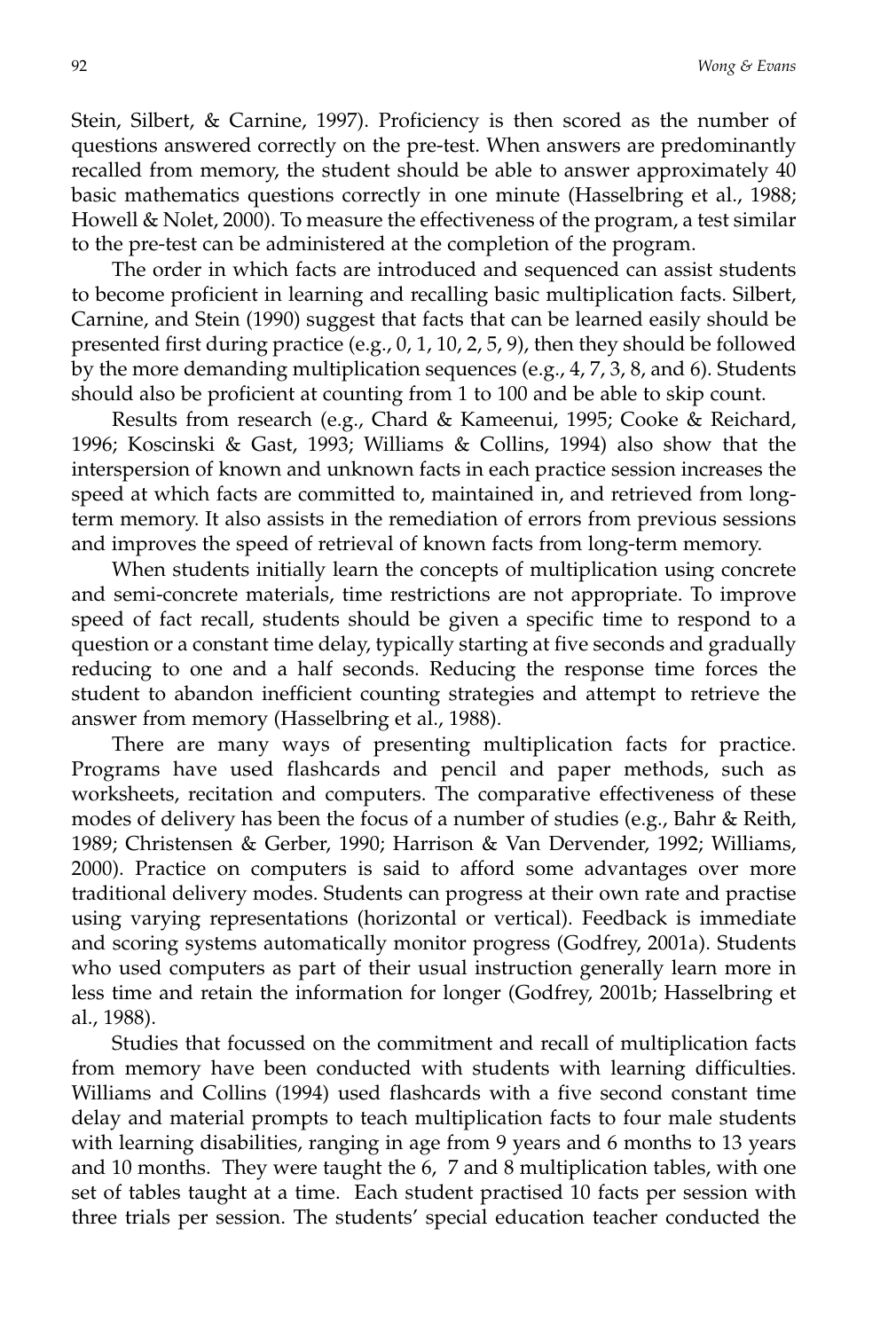Stein, Silbert, & Carnine, 1997). Proficiency is then scored as the number of questions answered correctly on the pre-test. When answers are predominantly recalled from memory, the student should be able to answer approximately 40 basic mathematics questions correctly in one minute (Hasselbring et al., 1988; Howell & Nolet, 2000). To measure the effectiveness of the program, a test similar to the pre-test can be administered at the completion of the program.

The order in which facts are introduced and sequenced can assist students to become proficient in learning and recalling basic multiplication facts. Silbert, Carnine, and Stein (1990) suggest that facts that can be learned easily should be presented first during practice (e.g., 0, 1, 10, 2, 5, 9), then they should be followed by the more demanding multiplication sequences (e.g., 4, 7, 3, 8, and 6). Students should also be proficient at counting from 1 to 100 and be able to skip count.

Results from research (e.g., Chard & Kameenui, 1995; Cooke & Reichard, 1996; Koscinski & Gast, 1993; Williams & Collins, 1994) also show that the interspersion of known and unknown facts in each practice session increases the speed at which facts are committed to, maintained in, and retrieved from long-term memory. It also assists in the remediation of errors from previous sessions and improves the speed of retrieval of known facts from long-term memory.

When students initially learn the concepts of multiplication using concrete and semi-concrete materials, time restrictions are not appropriate. To improve speed of fact recall, students should be given a specific time to respond to a question or a constant time delay, typically starting at five seconds and gradually reducing to one and a half seconds. Reducing the response time forces the student to abandon inefficient counting strategies and attempt to retrieve the answer from memory (Hasselbring et al., 1988).

There are many ways of presenting multiplication facts for practice. Programs have used flashcards and pencil and paper methods, such as worksheets, recitation and computers. The comparative effectiveness of these modes of delivery has been the focus of a number of studies (e.g., Bahr & Reith, 1989; Christensen & Gerber, 1990; Harrison & Van Dervender, 1992; Williams, 2000). Practice on computers is said to afford some advantages over more traditional delivery modes. Students can progress at their own rate and practise using varying representations (horizontal or vertical). Feedback is immediate and scoring systems automatically monitor progress (Godfrey, 2001a). Students who used computers as part of their usual instruction generally learn more in less time and retain the information for longer (Godfrey, 2001b; Hasselbring et al., 1988).

Studies that focussed on the commitment and recall of multiplication facts from memory have been conducted with students with learning difficulties. Williams and Collins (1994) used flashcards with a five second constant time delay and material prompts to teach multiplication facts to four male students with learning disabilities, ranging in age from 9 years and 6 months to 13 years and 10 months. They were taught the 6, 7 and 8 multiplication tables, with one set of tables taught at a time. Each student practised 10 facts per session with three trials per session. The students' special education teacher conducted the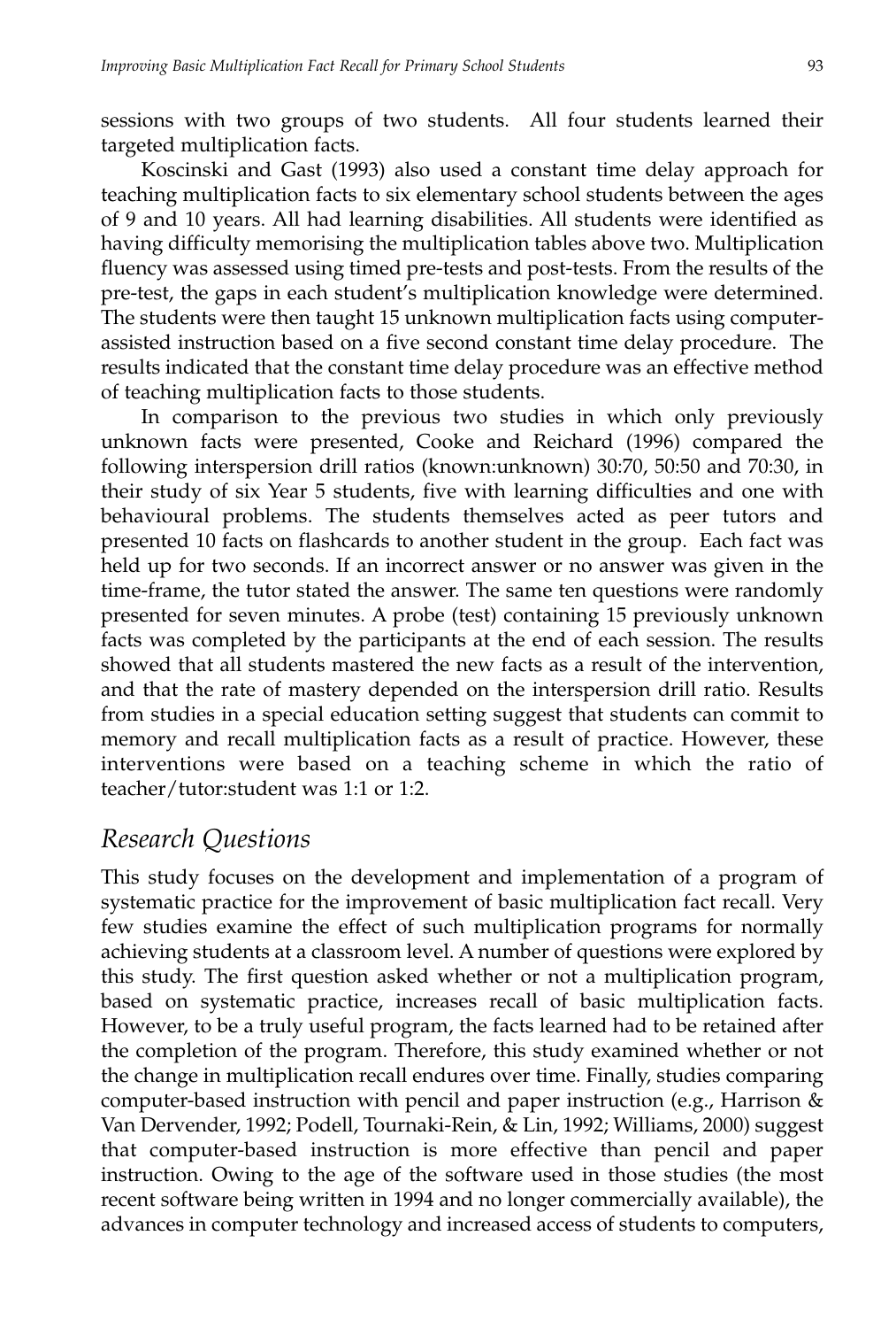sessions with two groups of two students. All four students learned their targeted multiplication facts.

Koscinski and Gast (1993) also used a constant time delay approach for teaching multiplication facts to six elementary school students between the ages of 9 and 10 years. All had learning disabilities. All students were identified as having difficulty memorising the multiplication tables above two. Multiplication fluency was assessed using timed pre-tests and post-tests. From the results of the pre-test, the gaps in each student's multiplication knowledge were determined. The students were then taught 15 unknown multiplication facts using computer-assisted instruction based on a five second constant time delay procedure. The results indicated that the constant time delay procedure was an effective method of teaching multiplication facts to those students.

In comparison to the previous two studies in which only previously unknown facts were presented, Cooke and Reichard (1996) compared the following interspersion drill ratios (known:unknown) 30:70, 50:50 and 70:30, in their study of six Year 5 students, five with learning difficulties and one with behavioural problems. The students themselves acted as peer tutors and presented 10 facts on flashcards to another student in the group. Each fact was held up for two seconds. If an incorrect answer or no answer was given in the time-frame, the tutor stated the answer. The same ten questions were randomly presented for seven minutes. A probe (test) containing 15 previously unknown facts was completed by the participants at the end of each session. The results showed that all students mastered the new facts as a result of the intervention, and that the rate of mastery depended on the interspersion drill ratio. Results from studies in a special education setting suggest that students can commit to memory and recall multiplication facts as a result of practice. However, these interventions were based on a teaching scheme in which the ratio of teacher/tutor:student was 1:1 or 1:2.

## *Research Questions*

This study focuses on the development and implementation of a program of systematic practice for the improvement of basic multiplication fact recall. Very few studies examine the effect of such multiplication programs for normally achieving students at a classroom level. A number of questions were explored by this study. The first question asked whether or not a multiplication program, based on systematic practice, increases recall of basic multiplication facts. However, to be a truly useful program, the facts learned had to be retained after the completion of the program. Therefore, this study examined whether or not the change in multiplication recall endures over time. Finally, studies comparing computer-based instruction with pencil and paper instruction (e.g., Harrison & Van Dervender, 1992; Podell, Tournaki-Rein, & Lin, 1992; Williams, 2000) suggest that computer-based instruction is more effective than pencil and paper instruction. Owing to the age of the software used in those studies (the most recent software being written in 1994 and no longer commercially available), the advances in computer technology and increased access of students to computers,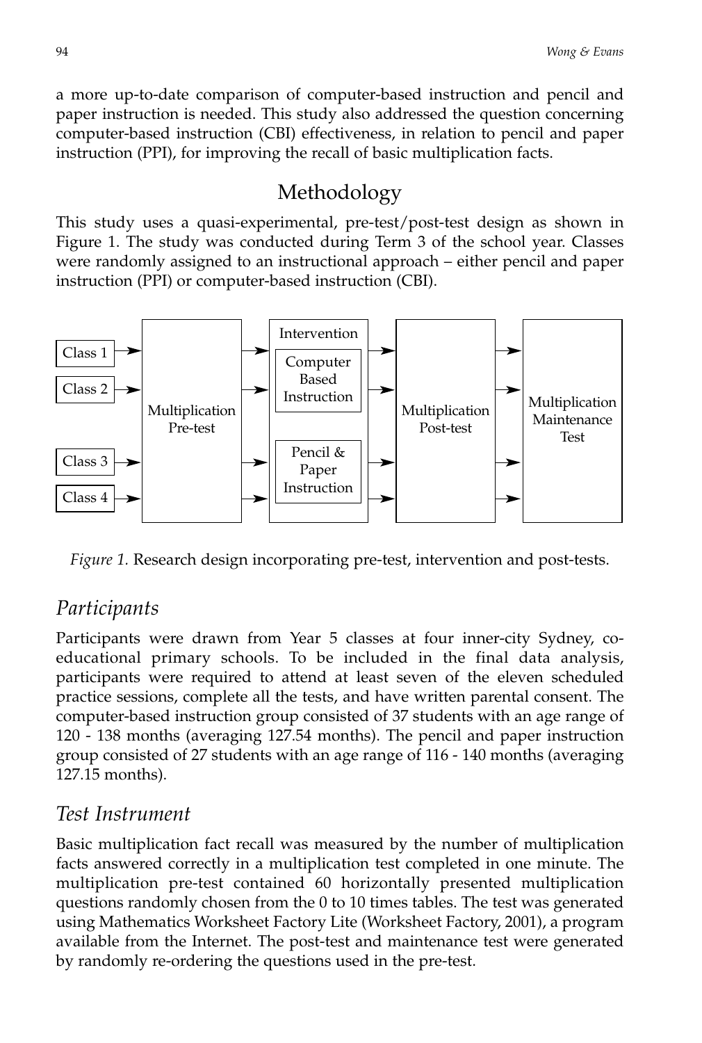a more up-to-date comparison of computer-based instruction and pencil and paper instruction is needed. This study also addressed the question concerning computer-based instruction (CBI) effectiveness, in relation to pencil and paper instruction (PPI), for improving the recall of basic multiplication facts.

## Methodology

This study uses a quasi-experimental, pre-test/post-test design as shown in Figure 1. The study was conducted during Term 3 of the school year. Classes were randomly assigned to an instructional approach – either pencil and paper instruction (PPI) or computer-based instruction (CBI).

*Figure 1.* Research design incorporating pre-test, intervention and post-tests.

### *Participants*

Participants were drawn from Year 5 classes at four inner-city Sydney, co-educational primary schools. To be included in the final data analysis, participants were required to attend at least seven of the eleven scheduled practice sessions, complete all the tests, and have written parental consent. The computer-based instruction group consisted of 37 students with an age range of 120 - 138 months (averaging 127.54 months). The pencil and paper instruction group consisted of 27 students with an age range of 116 - 140 months (averaging 127.15 months).

### *Test Instrument*

Basic multiplication fact recall was measured by the number of multiplication facts answered correctly in a multiplication test completed in one minute. The multiplication pre-test contained 60 horizontally presented multiplication questions randomly chosen from the 0 to 10 times tables. The test was generated using Mathematics Worksheet Factory Lite (Worksheet Factory, 2001), a program available from the Internet. The post-test and maintenance test were generated by randomly re-ordering the questions used in the pre-test.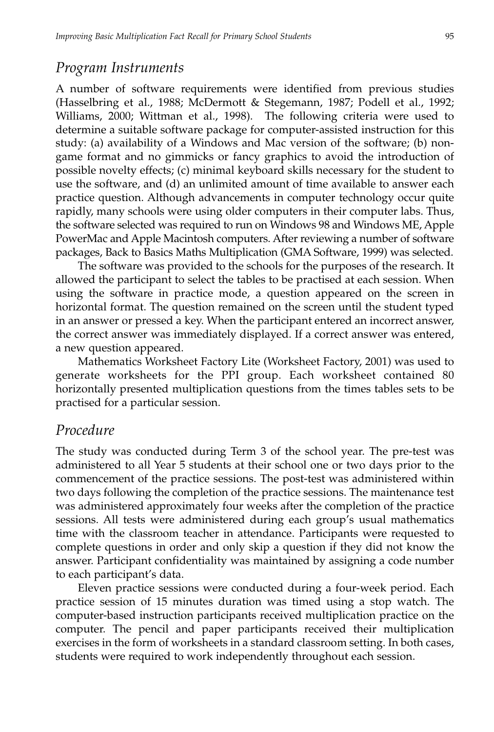## *Program Instruments*

A number of software requirements were identified from previous studies (Hasselbring et al., 1988; McDermott & Stegemann, 1987; Podell et al., 1992; Williams, 2000; Wittman et al., 1998). The following criteria were used to determine a suitable software package for computer-assisted instruction for this study: (a) availability of a Windows and Mac version of the software; (b) non-game format and no gimmicks or fancy graphics to avoid the introduction of possible novelty effects; (c) minimal keyboard skills necessary for the student to use the software, and (d) an unlimited amount of time available to answer each practice question. Although advancements in computer technology occur quite rapidly, many schools were using older computers in their computer labs. Thus, the software selected was required to run on Windows 98 and Windows ME, Apple PowerMac and Apple Macintosh computers. After reviewing a number of software packages, Back to Basics Maths Multiplication (GMA Software, 1999) was selected.

The software was provided to the schools for the purposes of the research. It allowed the participant to select the tables to be practised at each session. When using the software in practice mode, a question appeared on the screen in horizontal format. The question remained on the screen until the student typed in an answer or pressed a key. When the participant entered an incorrect answer, the correct answer was immediately displayed. If a correct answer was entered, a new question appeared.

Mathematics Worksheet Factory Lite (Worksheet Factory, 2001) was used to generate worksheets for the PPI group. Each worksheet contained 80 horizontally presented multiplication questions from the times tables sets to be practised for a particular session.

## *Procedure*

The study was conducted during Term 3 of the school year. The pre-test was administered to all Year 5 students at their school one or two days prior to the commencement of the practice sessions. The post-test was administered within two days following the completion of the practice sessions. The maintenance test was administered approximately four weeks after the completion of the practice sessions. All tests were administered during each group's usual mathematics time with the classroom teacher in attendance. Participants were requested to complete questions in order and only skip a question if they did not know the answer. Participant confidentiality was maintained by assigning a code number to each participant's data.

Eleven practice sessions were conducted during a four-week period. Each practice session of 15 minutes duration was timed using a stop watch. The computer-based instruction participants received multiplication practice on the computer. The pencil and paper participants received their multiplication exercises in the form of worksheets in a standard classroom setting. In both cases, students were required to work independently throughout each session.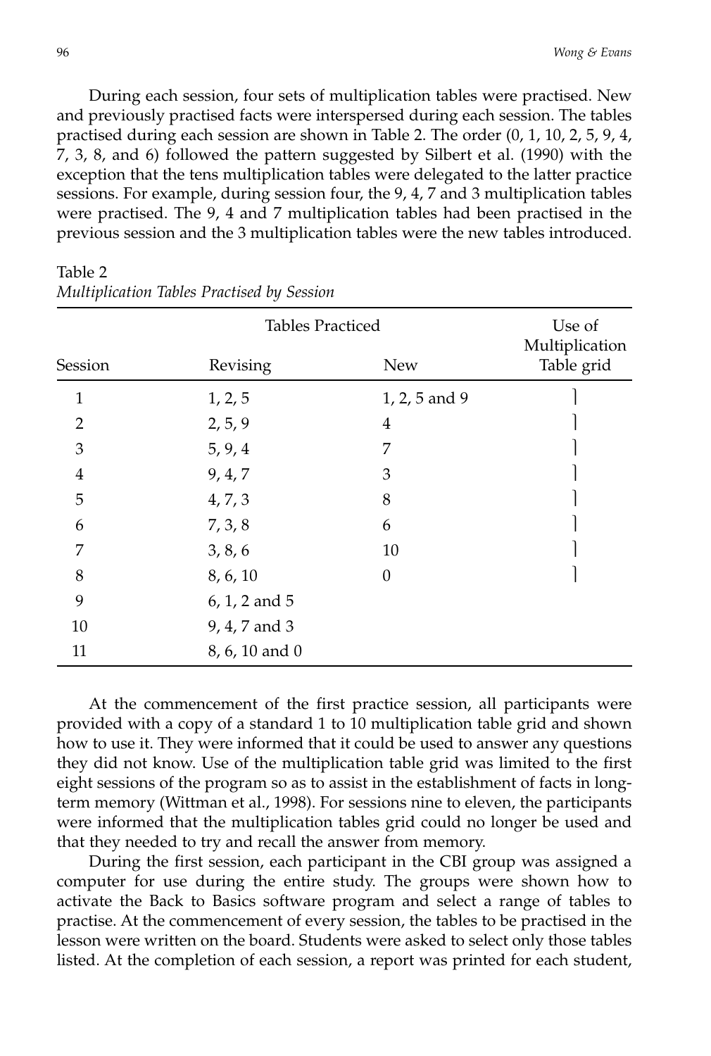During each session, four sets of multiplication tables were practised. New and previously practised facts were interspersed during each session. The tables practised during each session are shown in Table 2. The order (0, 1, 10, 2, 5, 9, 4, 7, 3, 8, and 6) followed the pattern suggested by Silbert et al. (1990) with the exception that the tens multiplication tables were delegated to the latter practice sessions. For example, during session four, the 9, 4, 7 and 3 multiplication tables were practised. The 9, 4 and 7 multiplication tables had been practised in the previous session and the 3 multiplication tables were the new tables introduced.

Table 2
*Multiplication Tables Practised by Session*

| Session | Tables Practiced | | Use of Multiplication Table grid |
|---|---|---|---|
| | Revising | New | |
| 1 | 1, 2, 5 | 1, 2, 5 and 9 | ✓ |
| 2 | 2, 5, 9 | 4 | ✓ |
| 3 | 5, 9, 4 | 7 | ✓ |
| 4 | 9, 4, 7 | 3 | ✓ |
| 5 | 4, 7, 3 | 8 | ✓ |
| 6 | 7, 3, 8 | 6 | ✓ |
| 7 | 3, 8, 6 | 10 | ✓ |
| 8 | 8, 6, 10 | 0 | ✓ |
| 9 | 6, 1, 2 and 5 | | |
| 10 | 9, 4, 7 and 3 | | |
| 11 | 8, 6, 10 and 0 | | |

At the commencement of the first practice session, all participants were provided with a copy of a standard 1 to 10 multiplication table grid and shown how to use it. They were informed that it could be used to answer any questions they did not know. Use of the multiplication table grid was limited to the first eight sessions of the program so as to assist in the establishment of facts in long-term memory (Wittman et al., 1998). For sessions nine to eleven, the participants were informed that the multiplication tables grid could no longer be used and that they needed to try and recall the answer from memory.

During the first session, each participant in the CBI group was assigned a computer for use during the entire study. The groups were shown how to activate the Back to Basics software program and select a range of tables to practise. At the commencement of every session, the tables to be practised in the lesson were written on the board. Students were asked to select only those tables listed. At the completion of each session, a report was printed for each student,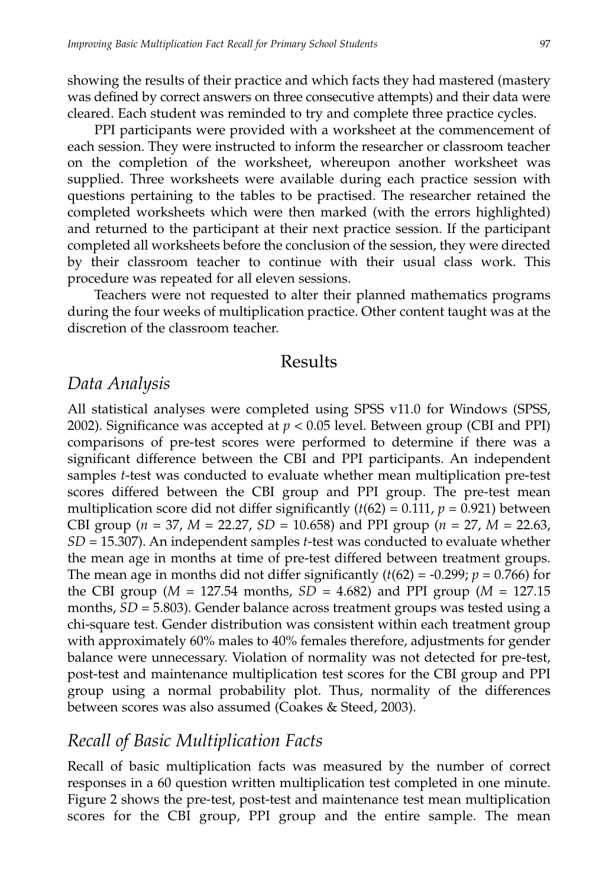showing the results of their practice and which facts they had mastered (mastery was defined by correct answers on three consecutive attempts) and their data were cleared. Each student was reminded to try and complete three practice cycles.

PPI participants were provided with a worksheet at the commencement of each session. They were instructed to inform the researcher or classroom teacher on the completion of the worksheet, whereupon another worksheet was supplied. Three worksheets were available during each practice session with questions pertaining to the tables to be practised. The researcher retained the completed worksheets which were then marked (with the errors highlighted) and returned to the participant at their next practice session. If the participant completed all worksheets before the conclusion of the session, they were directed by their classroom teacher to continue with their usual class work. This procedure was repeated for all eleven sessions.

Teachers were not requested to alter their planned mathematics programs during the four weeks of multiplication practice. Other content taught was at the discretion of the classroom teacher.

# Results

## *Data Analysis*

All statistical analyses were completed using SPSS v11.0 for Windows (SPSS, 2002). Significance was accepted at $p < 0.05$ level. Between group (CBI and PPI) comparisons of pre-test scores were performed to determine if there was a significant difference between the CBI and PPI participants. An independent samples *t*-test was conducted to evaluate whether mean multiplication pre-test scores differed between the CBI group and PPI group. The pre-test mean multiplication score did not differ significantly ($t(62) = 0.111$, $p = 0.921$) between CBI group ($n = 37$, $M = 22.27$, $SD = 10.658$) and PPI group ($n = 27$, $M = 22.63$, $SD = 15.307$). An independent samples *t*-test was conducted to evaluate whether the mean age in months at time of pre-test differed between treatment groups. The mean age in months did not differ significantly ($t(62) = -0.299$; $p = 0.766$) for the CBI group ($M = 127.54$ months, $SD = 4.682$) and PPI group ($M = 127.15$ months, $SD = 5.803$). Gender balance across treatment groups was tested using a chi-square test. Gender distribution was consistent within each treatment group with approximately 60% males to 40% females therefore, adjustments for gender balance were unnecessary. Violation of normality was not detected for pre-test, post-test and maintenance multiplication test scores for the CBI group and PPI group using a normal probability plot. Thus, normality of the differences between scores was also assumed (Coakes & Steed, 2003).

## *Recall of Basic Multiplication Facts*

Recall of basic multiplication facts was measured by the number of correct responses in a 60 question written multiplication test completed in one minute. Figure 2 shows the pre-test, post-test and maintenance test mean multiplication scores for the CBI group, PPI group and the entire sample. The mean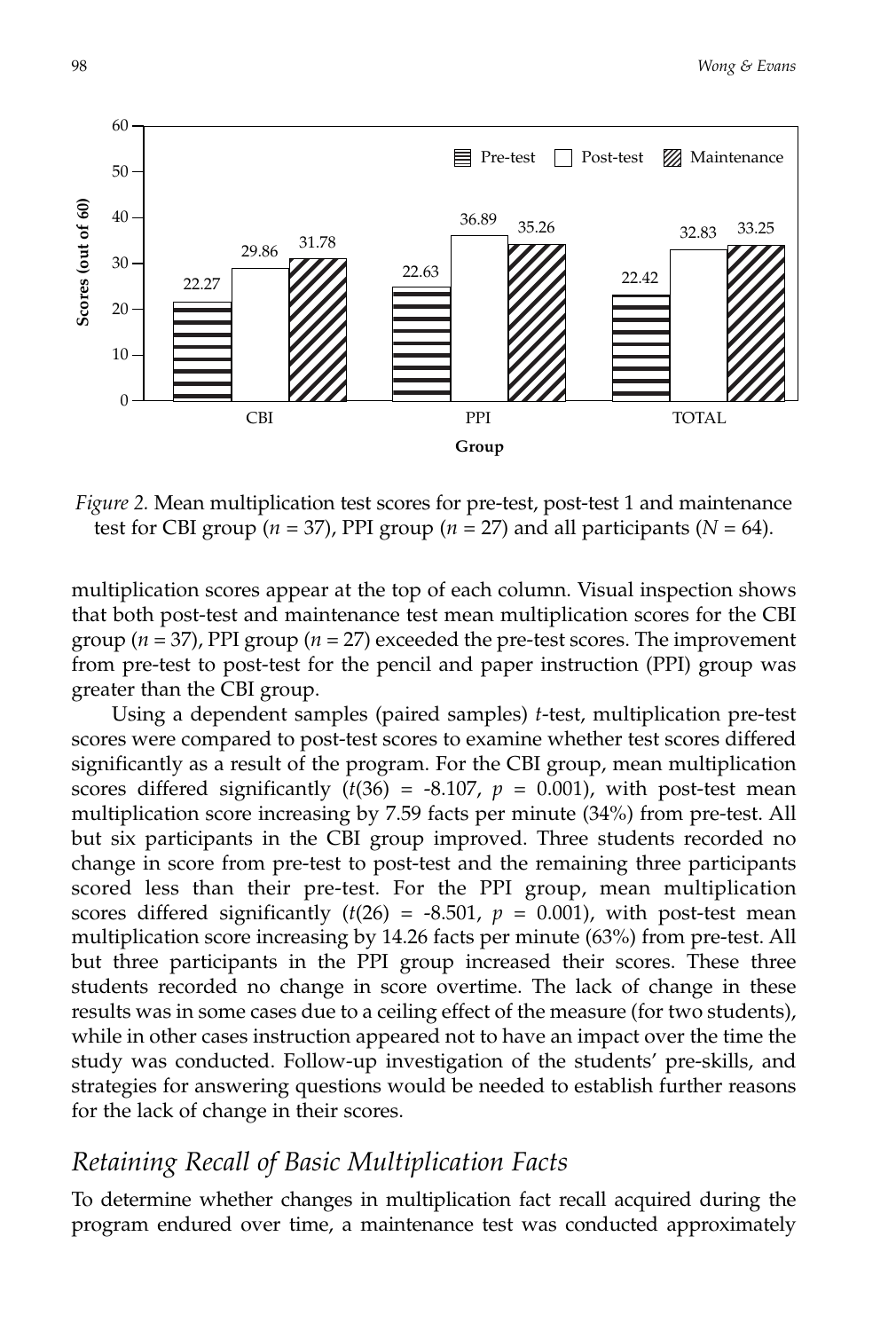*Figure 2.* Mean multiplication test scores for pre-test, post-test 1 and maintenance test for CBI group ($n$ = 37), PPI group ($n$ = 27) and all participants ($N$ = 64).

multiplication scores appear at the top of each column. Visual inspection shows that both post-test and maintenance test mean multiplication scores for the CBI group ($n$ = 37), PPI group ($n$ = 27) exceeded the pre-test scores. The improvement from pre-test to post-test for the pencil and paper instruction (PPI) group was greater than the CBI group.

Using a dependent samples (paired samples) $t$-test, multiplication pre-test scores were compared to post-test scores to examine whether test scores differed significantly as a result of the program. For the CBI group, mean multiplication scores differed significantly ($t(36)$ = -8.107, $p$ = 0.001), with post-test mean multiplication score increasing by 7.59 facts per minute (34%) from pre-test. All but six participants in the CBI group improved. Three students recorded no change in score from pre-test to post-test and the remaining three participants scored less than their pre-test. For the PPI group, mean multiplication scores differed significantly ($t(26)$ = -8.501, $p$ = 0.001), with post-test mean multiplication score increasing by 14.26 facts per minute (63%) from pre-test. All but three participants in the PPI group increased their scores. These three students recorded no change in score overtime. The lack of change in these results was in some cases due to a ceiling effect of the measure (for two students), while in other cases instruction appeared not to have an impact over the time the study was conducted. Follow-up investigation of the students' pre-skills, and strategies for answering questions would be needed to establish further reasons for the lack of change in their scores.

## *Retaining Recall of Basic Multiplication Facts*

To determine whether changes in multiplication fact recall acquired during the program endured over time, a maintenance test was conducted approximately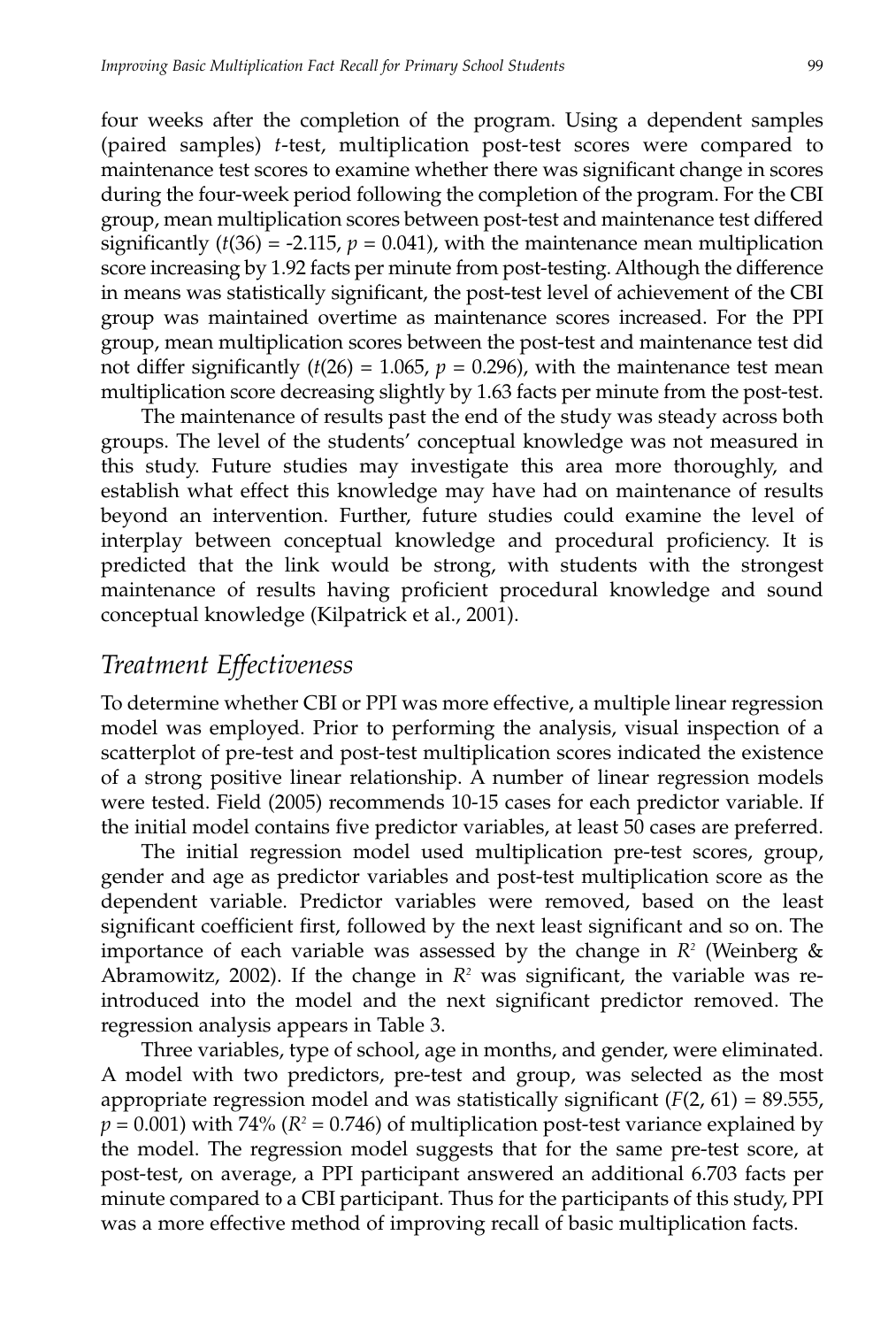four weeks after the completion of the program. Using a dependent samples (paired samples) *t*-test, multiplication post-test scores were compared to maintenance test scores to examine whether there was significant change in scores during the four-week period following the completion of the program. For the CBI group, mean multiplication scores between post-test and maintenance test differed significantly ($t(36) = -2.115$, $p = 0.041$), with the maintenance mean multiplication score increasing by 1.92 facts per minute from post-testing. Although the difference in means was statistically significant, the post-test level of achievement of the CBI group was maintained overtime as maintenance scores increased. For the PPI group, mean multiplication scores between the post-test and maintenance test did not differ significantly ($t(26) = 1.065$, $p = 0.296$), with the maintenance test mean multiplication score decreasing slightly by 1.63 facts per minute from the post-test.

The maintenance of results past the end of the study was steady across both groups. The level of the students' conceptual knowledge was not measured in this study. Future studies may investigate this area more thoroughly, and establish what effect this knowledge may have had on maintenance of results beyond an intervention. Further, future studies could examine the level of interplay between conceptual knowledge and procedural proficiency. It is predicted that the link would be strong, with students with the strongest maintenance of results having proficient procedural knowledge and sound conceptual knowledge (Kilpatrick et al., 2001).

## *Treatment Effectiveness*

To determine whether CBI or PPI was more effective, a multiple linear regression model was employed. Prior to performing the analysis, visual inspection of a scatterplot of pre-test and post-test multiplication scores indicated the existence of a strong positive linear relationship. A number of linear regression models were tested. Field (2005) recommends 10-15 cases for each predictor variable. If the initial model contains five predictor variables, at least 50 cases are preferred.

The initial regression model used multiplication pre-test scores, group, gender and age as predictor variables and post-test multiplication score as the dependent variable. Predictor variables were removed, based on the least significant coefficient first, followed by the next least significant and so on. The importance of each variable was assessed by the change in $R^2$ (Weinberg & Abramowitz, 2002). If the change in $R^2$ was significant, the variable was re-introduced into the model and the next significant predictor removed. The regression analysis appears in Table 3.

Three variables, type of school, age in months, and gender, were eliminated. A model with two predictors, pre-test and group, was selected as the most appropriate regression model and was statistically significant ($F(2, 61) = 89.555$, $p = 0.001$) with 74% ($R^2 = 0.746$) of multiplication post-test variance explained by the model. The regression model suggests that for the same pre-test score, at post-test, on average, a PPI participant answered an additional 6.703 facts per minute compared to a CBI participant. Thus for the participants of this study, PPI was a more effective method of improving recall of basic multiplication facts.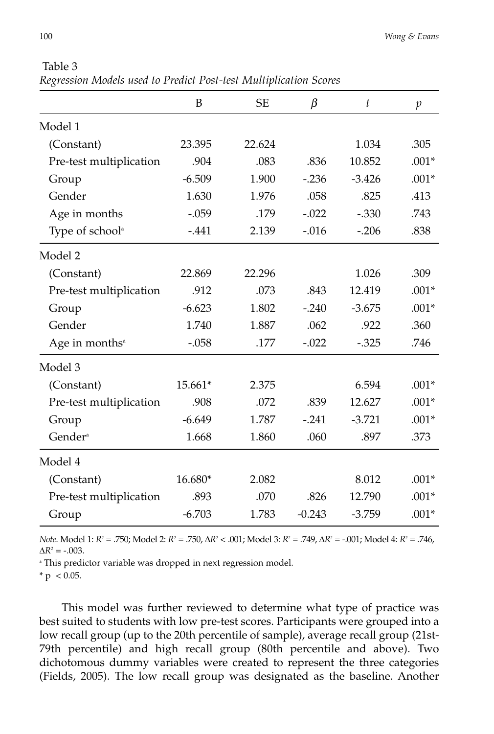Table 3

*Regression Models used to Predict Post-test Multiplication Scores*

| | B | SE | $\beta$ | $t$ | $p$ |
|---|---|---|---|---|---|
| Model 1 | | | | | |
| (Constant) | 23.395 | 22.624 | | 1.034 | .305 |
| Pre-test multiplication | .904 | .083 | .836 | 10.852 | .001* |
| Group | -6.509 | 1.900 | -.236 | -3.426 | .001* |
| Gender | 1.630 | 1.976 | .058 | .825 | .413 |
| Age in months | -.059 | .179 | -.022 | -.330 | .743 |
| Type of school[a] | -.441 | 2.139 | -.016 | -.206 | .838 |
| Model 2 | | | | | |
| (Constant) | 22.869 | 22.296 | | 1.026 | .309 |
| Pre-test multiplication | .912 | .073 | .843 | 12.419 | .001* |
| Group | -6.623 | 1.802 | -.240 | -3.675 | .001* |
| Gender | 1.740 | 1.887 | .062 | .922 | .360 |
| Age in months[a] | -.058 | .177 | -.022 | -.325 | .746 |
| Model 3 | | | | | |
| (Constant) | 15.661* | 2.375 | | 6.594 | .001* |
| Pre-test multiplication | .908 | .072 | .839 | 12.627 | .001* |
| Group | -6.649 | 1.787 | -.241 | -3.721 | .001* |
| Gender[a] | 1.668 | 1.860 | .060 | .897 | .373 |
| Model 4 | | | | | |
| (Constant) | 16.680* | 2.082 | | 8.012 | .001* |
| Pre-test multiplication | .893 | .070 | .826 | 12.790 | .001* |
| Group | -6.703 | 1.783 | -0.243 | -3.759 | .001* |

*Note.* Model 1: $R^2$ = .750; Model 2: $R^2$ = .750, $\Delta R^2$ < .001; Model 3: $R^2$ = .749, $\Delta R^2$ = -.001; Model 4: $R^2$ = .746, $\Delta R^2$ = -.003.

[a] This predictor variable was dropped in next regression model.

* $p < 0.05$.

This model was further reviewed to determine what type of practice was best suited to students with low pre-test scores. Participants were grouped into a low recall group (up to the 20th percentile of sample), average recall group (21st-79th percentile) and high recall group (80th percentile and above). Two dichotomous dummy variables were created to represent the three categories (Fields, 2005). The low recall group was designated as the baseline. Another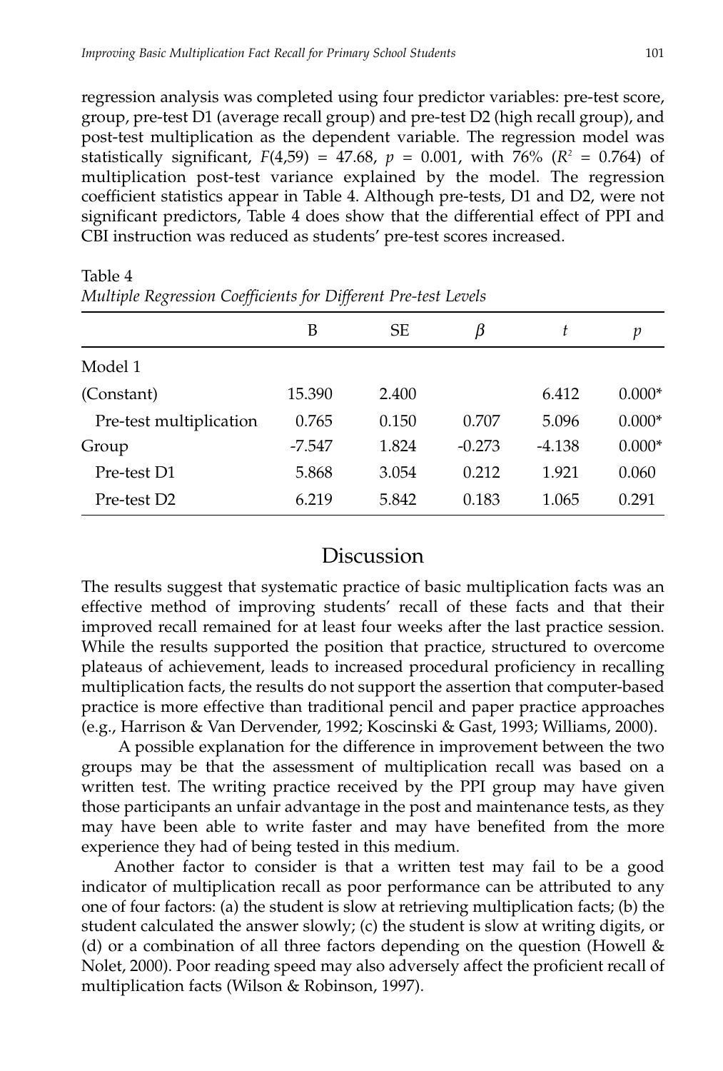regression analysis was completed using four predictor variables: pre-test score, group, pre-test D1 (average recall group) and pre-test D2 (high recall group), and post-test multiplication as the dependent variable. The regression model was statistically significant, $F(4,59) = 47.68$, $p = 0.001$, with 76% ($R^2 = 0.764$) of multiplication post-test variance explained by the model. The regression coefficient statistics appear in Table 4. Although pre-tests, D1 and D2, were not significant predictors, Table 4 does show that the differential effect of PPI and CBI instruction was reduced as students' pre-test scores increased.

Table 4
*Multiple Regression Coefficients for Different Pre-test Levels*

| | B | SE | $\beta$ | $t$ | $p$ |
|---|---|---|---|---|---|
| Model 1 | | | | | |
| (Constant) | 15.390 | 2.400 | | 6.412 | 0.000* |
| Pre-test multiplication | 0.765 | 0.150 | 0.707 | 5.096 | 0.000* |
| Group | -7.547 | 1.824 | -0.273 | -4.138 | 0.000* |
| Pre-test D1 | 5.868 | 3.054 | 0.212 | 1.921 | 0.060 |
| Pre-test D2 | 6.219 | 5.842 | 0.183 | 1.065 | 0.291 |

## Discussion

The results suggest that systematic practice of basic multiplication facts was an effective method of improving students' recall of these facts and that their improved recall remained for at least four weeks after the last practice session. While the results supported the position that practice, structured to overcome plateaus of achievement, leads to increased procedural proficiency in recalling multiplication facts, the results do not support the assertion that computer-based practice is more effective than traditional pencil and paper practice approaches (e.g., Harrison & Van Dervender, 1992; Koscinski & Gast, 1993; Williams, 2000).

A possible explanation for the difference in improvement between the two groups may be that the assessment of multiplication recall was based on a written test. The writing practice received by the PPI group may have given those participants an unfair advantage in the post and maintenance tests, as they may have been able to write faster and may have benefited from the more experience they had of being tested in this medium.

Another factor to consider is that a written test may fail to be a good indicator of multiplication recall as poor performance can be attributed to any one of four factors: (a) the student is slow at retrieving multiplication facts; (b) the student calculated the answer slowly; (c) the student is slow at writing digits, or (d) or a combination of all three factors depending on the question (Howell & Nolet, 2000). Poor reading speed may also adversely affect the proficient recall of multiplication facts (Wilson & Robinson, 1997).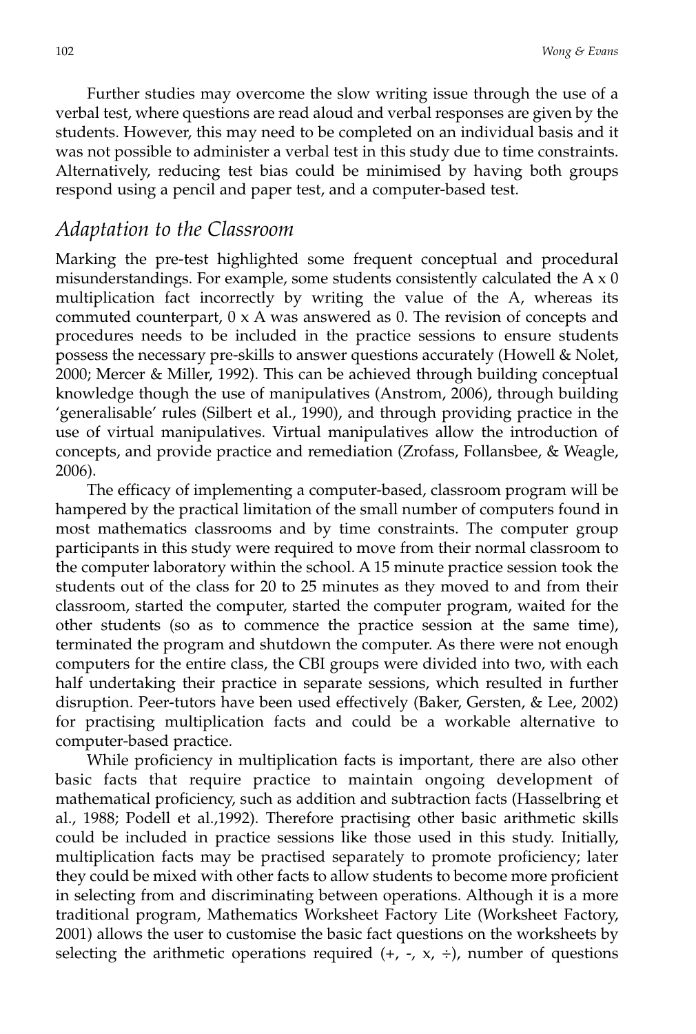Further studies may overcome the slow writing issue through the use of a verbal test, where questions are read aloud and verbal responses are given by the students. However, this may need to be completed on an individual basis and it was not possible to administer a verbal test in this study due to time constraints. Alternatively, reducing test bias could be minimised by having both groups respond using a pencil and paper test, and a computer-based test.

## *Adaptation to the Classroom*

Marking the pre-test highlighted some frequent conceptual and procedural misunderstandings. For example, some students consistently calculated the A x 0 multiplication fact incorrectly by writing the value of the A, whereas its commuted counterpart, 0 x A was answered as 0. The revision of concepts and procedures needs to be included in the practice sessions to ensure students possess the necessary pre-skills to answer questions accurately (Howell & Nolet, 2000; Mercer & Miller, 1992). This can be achieved through building conceptual knowledge though the use of manipulatives (Anstrom, 2006), through building 'generalisable' rules (Silbert et al., 1990), and through providing practice in the use of virtual manipulatives. Virtual manipulatives allow the introduction of concepts, and provide practice and remediation (Zrofass, Follansbee, & Weagle, 2006).

The efficacy of implementing a computer-based, classroom program will be hampered by the practical limitation of the small number of computers found in most mathematics classrooms and by time constraints. The computer group participants in this study were required to move from their normal classroom to the computer laboratory within the school. A 15 minute practice session took the students out of the class for 20 to 25 minutes as they moved to and from their classroom, started the computer, started the computer program, waited for the other students (so as to commence the practice session at the same time), terminated the program and shutdown the computer. As there were not enough computers for the entire class, the CBI groups were divided into two, with each half undertaking their practice in separate sessions, which resulted in further disruption. Peer-tutors have been used effectively (Baker, Gersten, & Lee, 2002) for practising multiplication facts and could be a workable alternative to computer-based practice.

While proficiency in multiplication facts is important, there are also other basic facts that require practice to maintain ongoing development of mathematical proficiency, such as addition and subtraction facts (Hasselbring et al., 1988; Podell et al.,1992). Therefore practising other basic arithmetic skills could be included in practice sessions like those used in this study. Initially, multiplication facts may be practised separately to promote proficiency; later they could be mixed with other facts to allow students to become more proficient in selecting from and discriminating between operations. Although it is a more traditional program, Mathematics Worksheet Factory Lite (Worksheet Factory, 2001) allows the user to customise the basic fact questions on the worksheets by selecting the arithmetic operations required (+, -, x, ÷), number of questions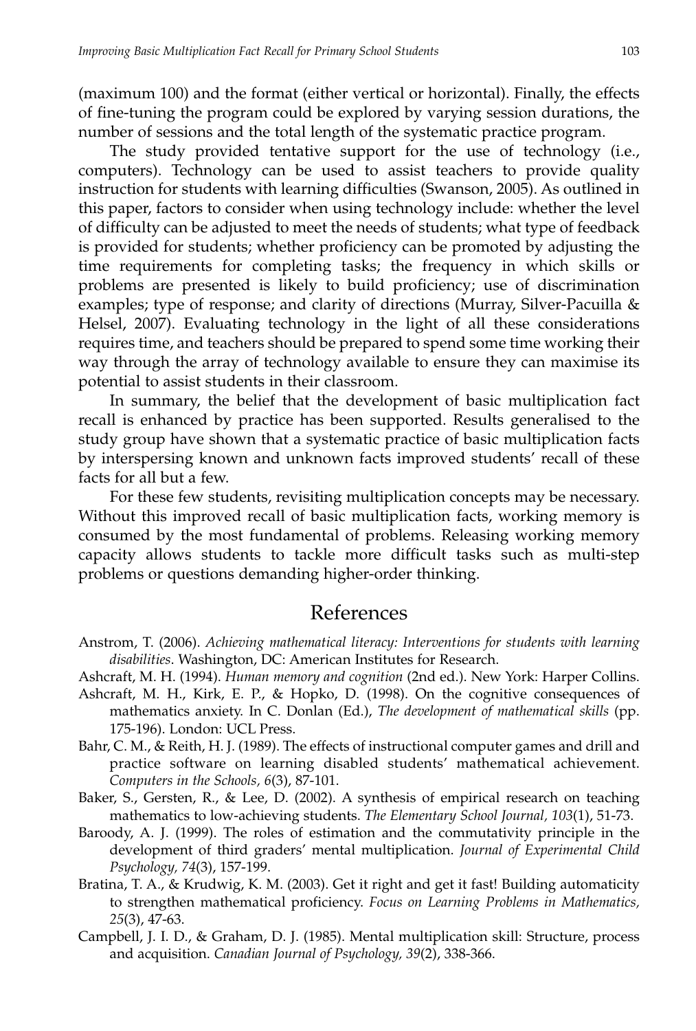(maximum 100) and the format (either vertical or horizontal). Finally, the effects of fine-tuning the program could be explored by varying session durations, the number of sessions and the total length of the systematic practice program.

The study provided tentative support for the use of technology (i.e., computers). Technology can be used to assist teachers to provide quality instruction for students with learning difficulties (Swanson, 2005). As outlined in this paper, factors to consider when using technology include: whether the level of difficulty can be adjusted to meet the needs of students; what type of feedback is provided for students; whether proficiency can be promoted by adjusting the time requirements for completing tasks; the frequency in which skills or problems are presented is likely to build proficiency; use of discrimination examples; type of response; and clarity of directions (Murray, Silver-Pacuilla & Helsel, 2007). Evaluating technology in the light of all these considerations requires time, and teachers should be prepared to spend some time working their way through the array of technology available to ensure they can maximise its potential to assist students in their classroom.

In summary, the belief that the development of basic multiplication fact recall is enhanced by practice has been supported. Results generalised to the study group have shown that a systematic practice of basic multiplication facts by interspersing known and unknown facts improved students' recall of these facts for all but a few.

For these few students, revisiting multiplication concepts may be necessary. Without this improved recall of basic multiplication facts, working memory is consumed by the most fundamental of problems. Releasing working memory capacity allows students to tackle more difficult tasks such as multi-step problems or questions demanding higher-order thinking.

# References

Anstrom, T. (2006). *Achieving mathematical literacy: Interventions for students with learning disabilities.* Washington, DC: American Institutes for Research.

Ashcraft, M. H. (1994). *Human memory and cognition* (2nd ed.). New York: Harper Collins.

Ashcraft, M. H., Kirk, E. P., & Hopko, D. (1998). On the cognitive consequences of mathematics anxiety. In C. Donlan (Ed.), *The development of mathematical skills* (pp. 175-196). London: UCL Press.

Bahr, C. M., & Reith, H. J. (1989). The effects of instructional computer games and drill and practice software on learning disabled students' mathematical achievement. *Computers in the Schools, 6*(3), 87-101.

Baker, S., Gersten, R., & Lee, D. (2002). A synthesis of empirical research on teaching mathematics to low-achieving students. *The Elementary School Journal, 103*(1), 51-73.

Baroody, A. J. (1999). The roles of estimation and the commutativity principle in the development of third graders' mental multiplication. *Journal of Experimental Child Psychology, 74*(3), 157-199.

Bratina, T. A., & Krudwig, K. M. (2003). Get it right and get it fast! Building automaticity to strengthen mathematical proficiency. *Focus on Learning Problems in Mathematics, 25*(3), 47-63.

Campbell, J. I. D., & Graham, D. J. (1985). Mental multiplication skill: Structure, process and acquisition. *Canadian Journal of Psychology, 39*(2), 338-366.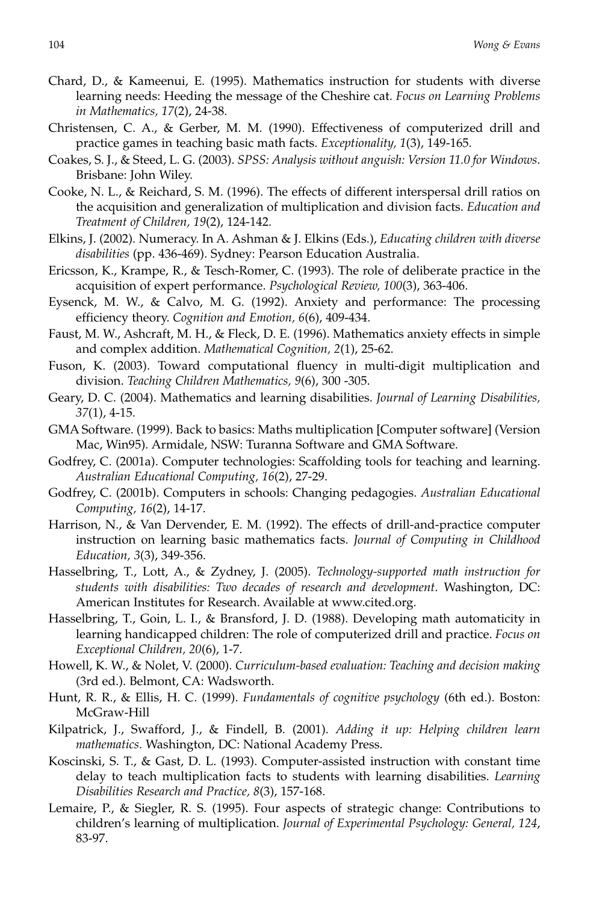Chard, D., & Kameenui, E. (1995). Mathematics instruction for students with diverse learning needs: Heeding the message of the Cheshire cat. *Focus on Learning Problems in Mathematics, 17*(2), 24-38.

Christensen, C. A., & Gerber, M. M. (1990). Effectiveness of computerized drill and practice games in teaching basic math facts. *Exceptionality, 1*(3), 149-165.

Coakes, S. J., & Steed, L. G. (2003). *SPSS: Analysis without anguish: Version 11.0 for Windows*. Brisbane: John Wiley.

Cooke, N. L., & Reichard, S. M. (1996). The effects of different interspersal drill ratios on the acquisition and generalization of multiplication and division facts. *Education and Treatment of Children, 19*(2), 124-142.

Elkins, J. (2002). Numeracy. In A. Ashman & J. Elkins (Eds.), *Educating children with diverse disabilities* (pp. 436-469). Sydney: Pearson Education Australia.

Ericsson, K., Krampe, R., & Tesch-Romer, C. (1993). The role of deliberate practice in the acquisition of expert performance. *Psychological Review, 100*(3), 363-406.

Eysenck, M. W., & Calvo, M. G. (1992). Anxiety and performance: The processing efficiency theory. *Cognition and Emotion, 6*(6), 409-434.

Faust, M. W., Ashcraft, M. H., & Fleck, D. E. (1996). Mathematics anxiety effects in simple and complex addition. *Mathematical Cognition, 2*(1), 25-62.

Fuson, K. (2003). Toward computational fluency in multi-digit multiplication and division. *Teaching Children Mathematics, 9*(6), 300 -305.

Geary, D. C. (2004). Mathematics and learning disabilities. *Journal of Learning Disabilities, 37*(1), 4-15.

GMA Software. (1999). Back to basics: Maths multiplication [Computer software] (Version Mac, Win95). Armidale, NSW: Turanna Software and GMA Software.

Godfrey, C. (2001a). Computer technologies: Scaffolding tools for teaching and learning. *Australian Educational Computing, 16*(2), 27-29.

Godfrey, C. (2001b). Computers in schools: Changing pedagogies. *Australian Educational Computing, 16*(2), 14-17.

Harrison, N., & Van Dervender, E. M. (1992). The effects of drill-and-practice computer instruction on learning basic mathematics facts. *Journal of Computing in Childhood Education, 3*(3), 349-356.

Hasselbring, T., Lott, A., & Zydney, J. (2005). *Technology-supported math instruction for students with disabilities: Two decades of research and development*. Washington, DC: American Institutes for Research. Available at www.cited.org.

Hasselbring, T., Goin, L. I., & Bransford, J. D. (1988). Developing math automaticity in learning handicapped children: The role of computerized drill and practice. *Focus on Exceptional Children, 20*(6), 1-7.

Howell, K. W., & Nolet, V. (2000). *Curriculum-based evaluation: Teaching and decision making* (3rd ed.). Belmont, CA: Wadsworth.

Hunt, R. R., & Ellis, H. C. (1999). *Fundamentals of cognitive psychology* (6th ed.). Boston: McGraw-Hill

Kilpatrick, J., Swafford, J., & Findell, B. (2001). *Adding it up: Helping children learn mathematics*. Washington, DC: National Academy Press.

Koscinski, S. T., & Gast, D. L. (1993). Computer-assisted instruction with constant time delay to teach multiplication facts to students with learning disabilities. *Learning Disabilities Research and Practice, 8*(3), 157-168.

Lemaire, P., & Siegler, R. S. (1995). Four aspects of strategic change: Contributions to children's learning of multiplication. *Journal of Experimental Psychology: General, 124*, 83-97.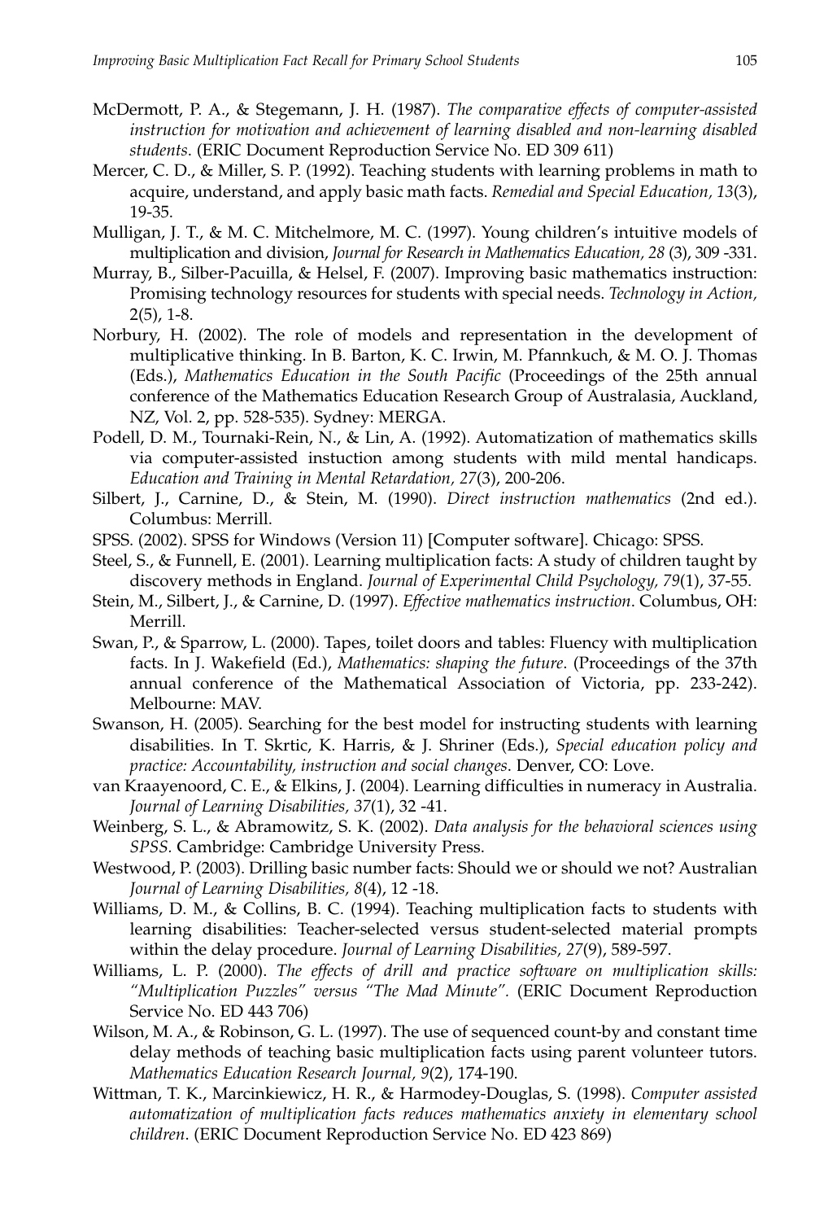McDermott, P. A., & Stegemann, J. H. (1987). *The comparative effects of computer-assisted instruction for motivation and achievement of learning disabled and non-learning disabled students*. (ERIC Document Reproduction Service No. ED 309 611)

Mercer, C. D., & Miller, S. P. (1992). Teaching students with learning problems in math to acquire, understand, and apply basic math facts. *Remedial and Special Education, 13*(3), 19-35.

Mulligan, J. T., & M. C. Mitchelmore, M. C. (1997). Young children's intuitive models of multiplication and division, *Journal for Research in Mathematics Education, 28* (3), 309 -331.

Murray, B., Silber-Pacuilla, & Helsel, F. (2007). Improving basic mathematics instruction: Promising technology resources for students with special needs. *Technology in Action,* 2(5), 1-8.

Norbury, H. (2002). The role of models and representation in the development of multiplicative thinking. In B. Barton, K. C. Irwin, M. Pfannkuch, & M. O. J. Thomas (Eds.), *Mathematics Education in the South Pacific* (Proceedings of the 25th annual conference of the Mathematics Education Research Group of Australasia, Auckland, NZ, Vol. 2, pp. 528-535). Sydney: MERGA.

Podell, D. M., Tournaki-Rein, N., & Lin, A. (1992). Automatization of mathematics skills via computer-assisted instuction among students with mild mental handicaps. *Education and Training in Mental Retardation, 27*(3), 200-206.

Silbert, J., Carnine, D., & Stein, M. (1990). *Direct instruction mathematics* (2nd ed.). Columbus: Merrill.

SPSS. (2002). SPSS for Windows (Version 11) [Computer software]. Chicago: SPSS.

Steel, S., & Funnell, E. (2001). Learning multiplication facts: A study of children taught by discovery methods in England. *Journal of Experimental Child Psychology, 79*(1), 37-55.

Stein, M., Silbert, J., & Carnine, D. (1997). *Effective mathematics instruction*. Columbus, OH: Merrill.

Swan, P., & Sparrow, L. (2000). Tapes, toilet doors and tables: Fluency with multiplication facts. In J. Wakefield (Ed.), *Mathematics: shaping the future*. (Proceedings of the 37th annual conference of the Mathematical Association of Victoria, pp. 233-242). Melbourne: MAV.

Swanson, H. (2005). Searching for the best model for instructing students with learning disabilities. In T. Skrtic, K. Harris, & J. Shriner (Eds.), *Special education policy and practice: Accountability, instruction and social changes*. Denver, CO: Love.

van Kraayenoord, C. E., & Elkins, J. (2004). Learning difficulties in numeracy in Australia. *Journal of Learning Disabilities, 37*(1), 32 -41.

Weinberg, S. L., & Abramowitz, S. K. (2002). *Data analysis for the behavioral sciences using SPSS*. Cambridge: Cambridge University Press.

Westwood, P. (2003). Drilling basic number facts: Should we or should we not? Australian *Journal of Learning Disabilities, 8*(4), 12 -18.

Williams, D. M., & Collins, B. C. (1994). Teaching multiplication facts to students with learning disabilities: Teacher-selected versus student-selected material prompts within the delay procedure. *Journal of Learning Disabilities, 27*(9), 589-597.

Williams, L. P. (2000). *The effects of drill and practice software on multiplication skills: "Multiplication Puzzles" versus "The Mad Minute".* (ERIC Document Reproduction Service No. ED 443 706)

Wilson, M. A., & Robinson, G. L. (1997). The use of sequenced count-by and constant time delay methods of teaching basic multiplication facts using parent volunteer tutors. *Mathematics Education Research Journal, 9*(2), 174-190.

Wittman, T. K., Marcinkiewicz, H. R., & Harmodey-Douglas, S. (1998). *Computer assisted automatization of multiplication facts reduces mathematics anxiety in elementary school children*. (ERIC Document Reproduction Service No. ED 423 869)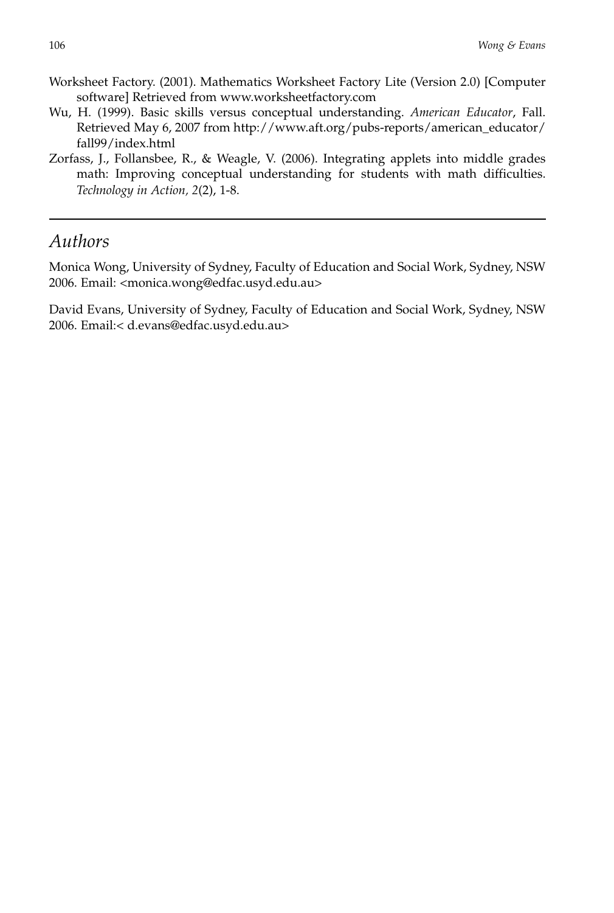Worksheet Factory. (2001). Mathematics Worksheet Factory Lite (Version 2.0) [Computer software] Retrieved from www.worksheetfactory.com

Wu, H. (1999). Basic skills versus conceptual understanding. *American Educator*, Fall. Retrieved May 6, 2007 from http://www.aft.org/pubs-reports/american_educator/fall99/index.html

Zorfass, J., Follansbee, R., & Weagle, V. (2006). Integrating applets into middle grades math: Improving conceptual understanding for students with math difficulties. *Technology in Action, 2*(2), 1-8.

## Authors

Monica Wong, University of Sydney, Faculty of Education and Social Work, Sydney, NSW 2006. Email: <monica.wong@edfac.usyd.edu.au>

David Evans, University of Sydney, Faculty of Education and Social Work, Sydney, NSW 2006. Email:< d.evans@edfac.usyd.edu.au>